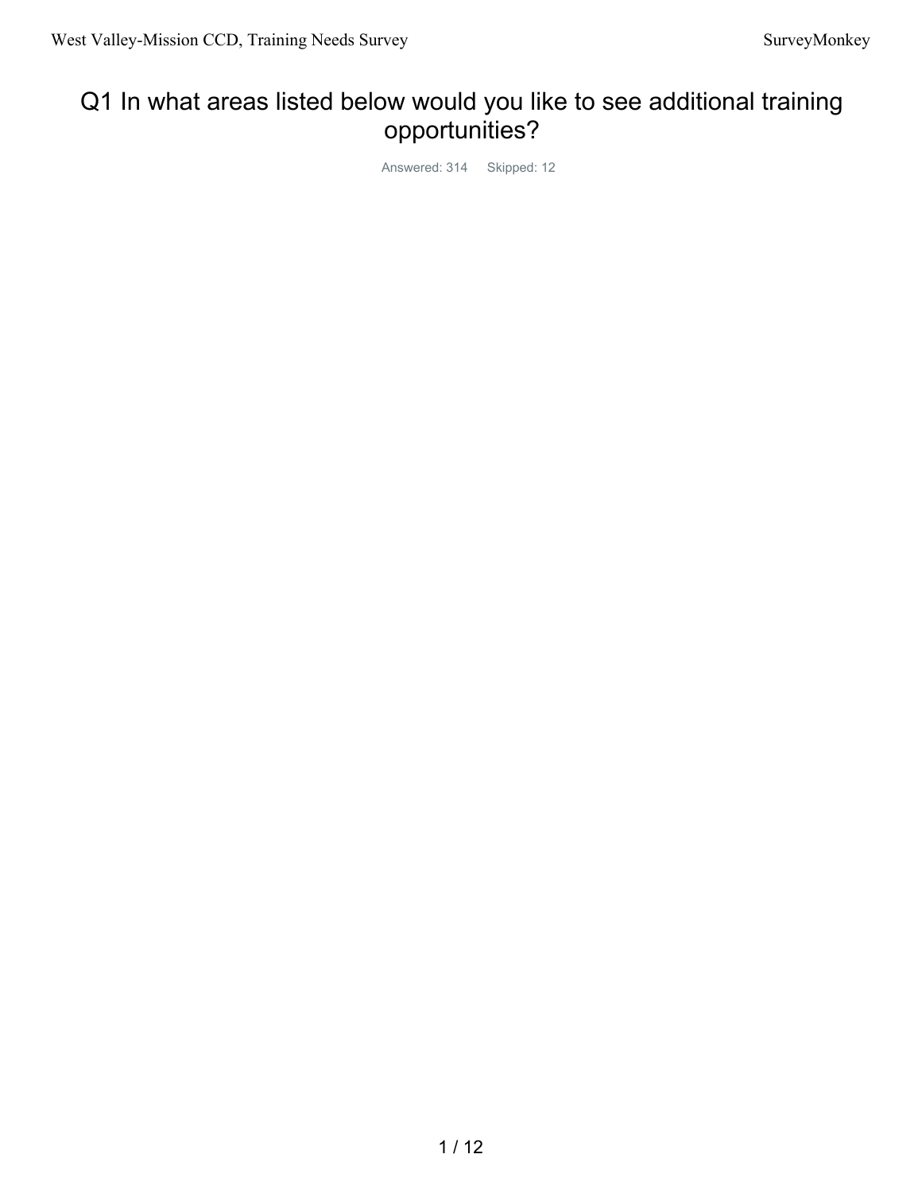# Q1 In what areas listed below would you like to see additional training opportunities?

Answered: 314 Skipped: 12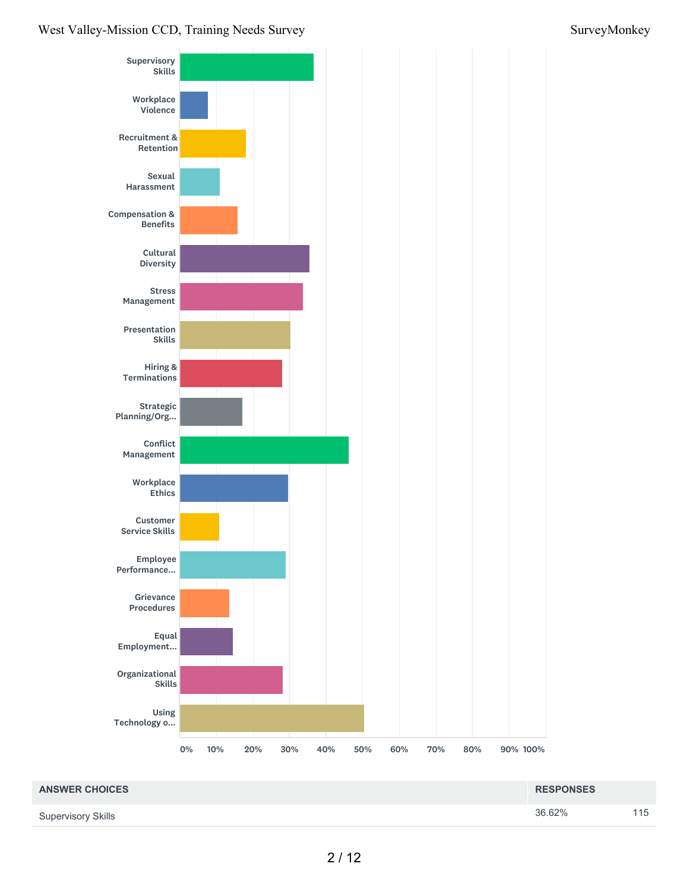| Training Topic |
| --- |
| Supervisory Skills |
| Workplace Violence |
| Recruitment & Retention |
| Sexual Harassment |
| Compensation & Benefits |
| Cultural Diversity |
| Stress Management |
| Presentation Skills |
| Hiring & Terminations |
| Strategic Planning/Org... |
| Conflict Management |
| Workplace Ethics |
| Customer Service Skills |
| Employee Performance... |
| Grievance Procedures |
| Equal Employment... |
| Organizational Skills |
| Using Technology o... |

0% 10% 20% 30% 40% 50% 60% 70% 80% 90% 100%

| ANSWER CHOICES | RESPONSES | |
| --- | --- | --- |
| Supervisory Skills | 36.62% | 115 |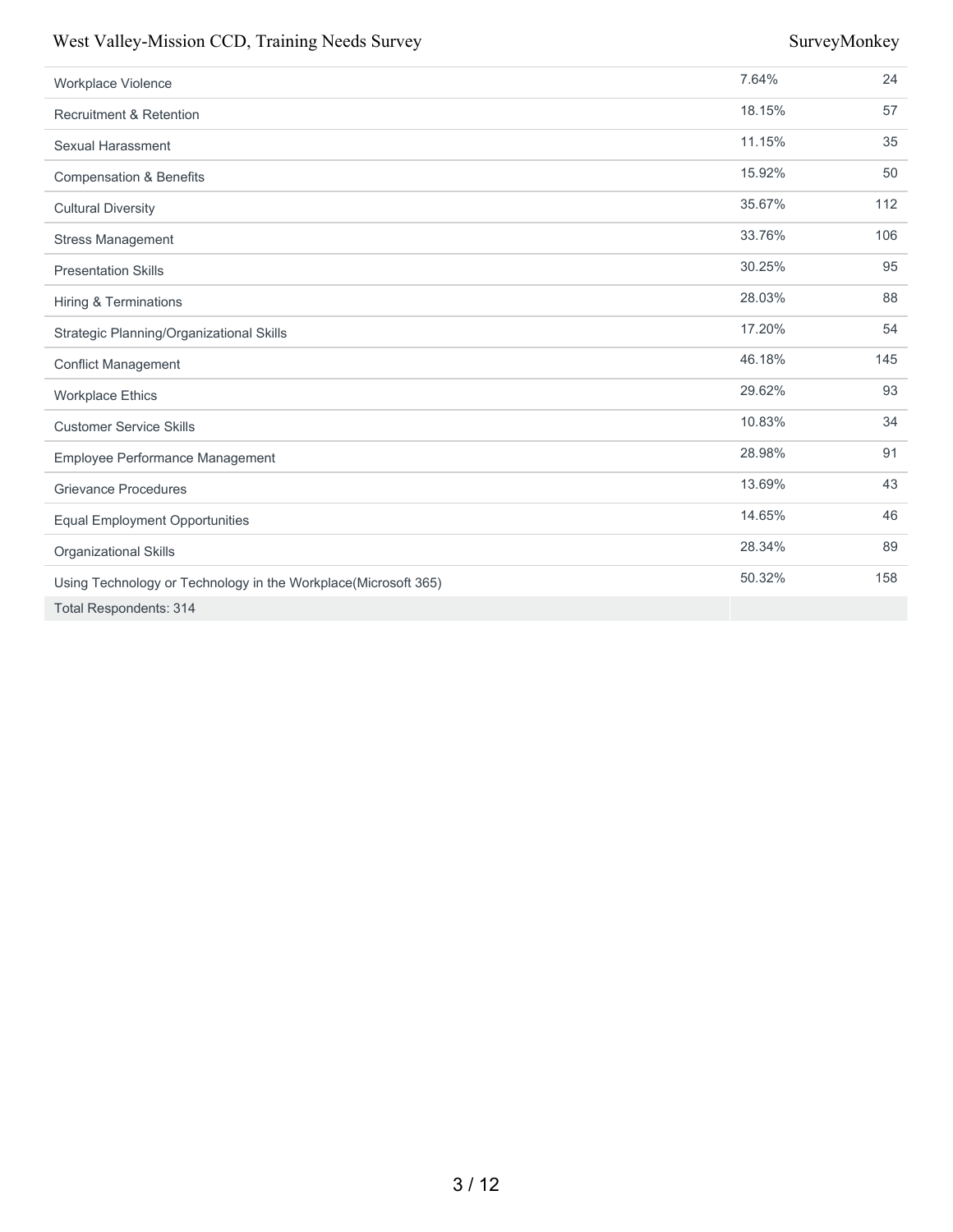| | | |
|---|---|---|
| Workplace Violence | 7.64% | 24 |
| Recruitment & Retention | 18.15% | 57 |
| Sexual Harassment | 11.15% | 35 |
| Compensation & Benefits | 15.92% | 50 |
| Cultural Diversity | 35.67% | 112 |
| Stress Management | 33.76% | 106 |
| Presentation Skills | 30.25% | 95 |
| Hiring & Terminations | 28.03% | 88 |
| Strategic Planning/Organizational Skills | 17.20% | 54 |
| Conflict Management | 46.18% | 145 |
| Workplace Ethics | 29.62% | 93 |
| Customer Service Skills | 10.83% | 34 |
| Employee Performance Management | 28.98% | 91 |
| Grievance Procedures | 13.69% | 43 |
| Equal Employment Opportunities | 14.65% | 46 |
| Organizational Skills | 28.34% | 89 |
| Using Technology or Technology in the Workplace(Microsoft 365) | 50.32% | 158 |
| Total Respondents: 314 | | |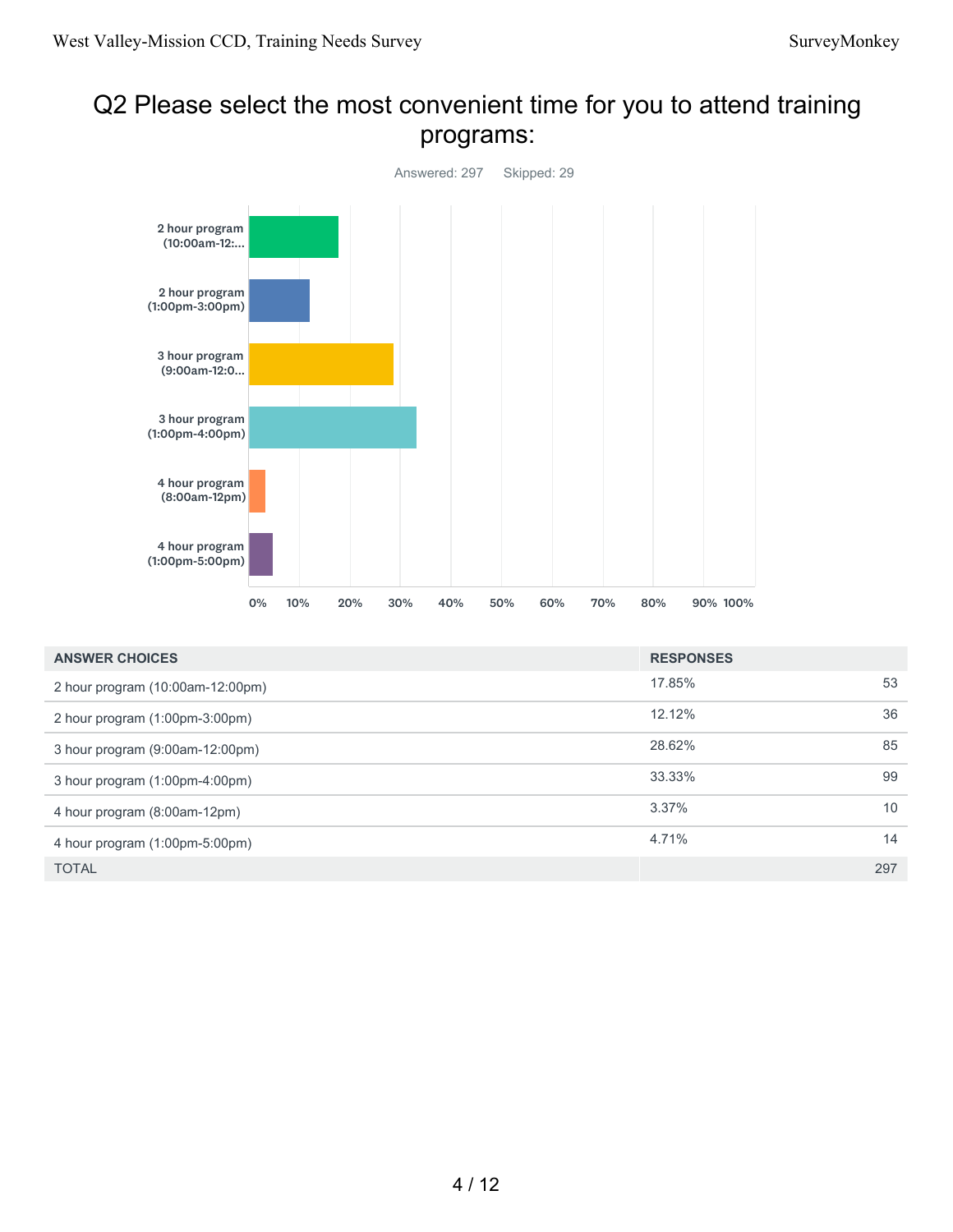# Q2 Please select the most convenient time for you to attend training programs:

Answered: 297 Skipped: 29

| ANSWER CHOICES | RESPONSES | |
|---|---|---|
| 2 hour program (10:00am-12:00pm) | 17.85% | 53 |
| 2 hour program (1:00pm-3:00pm) | 12.12% | 36 |
| 3 hour program (9:00am-12:00pm) | 28.62% | 85 |
| 3 hour program (1:00pm-4:00pm) | 33.33% | 99 |
| 4 hour program (8:00am-12pm) | 3.37% | 10 |
| 4 hour program (1:00pm-5:00pm) | 4.71% | 14 |
| TOTAL | | 297 |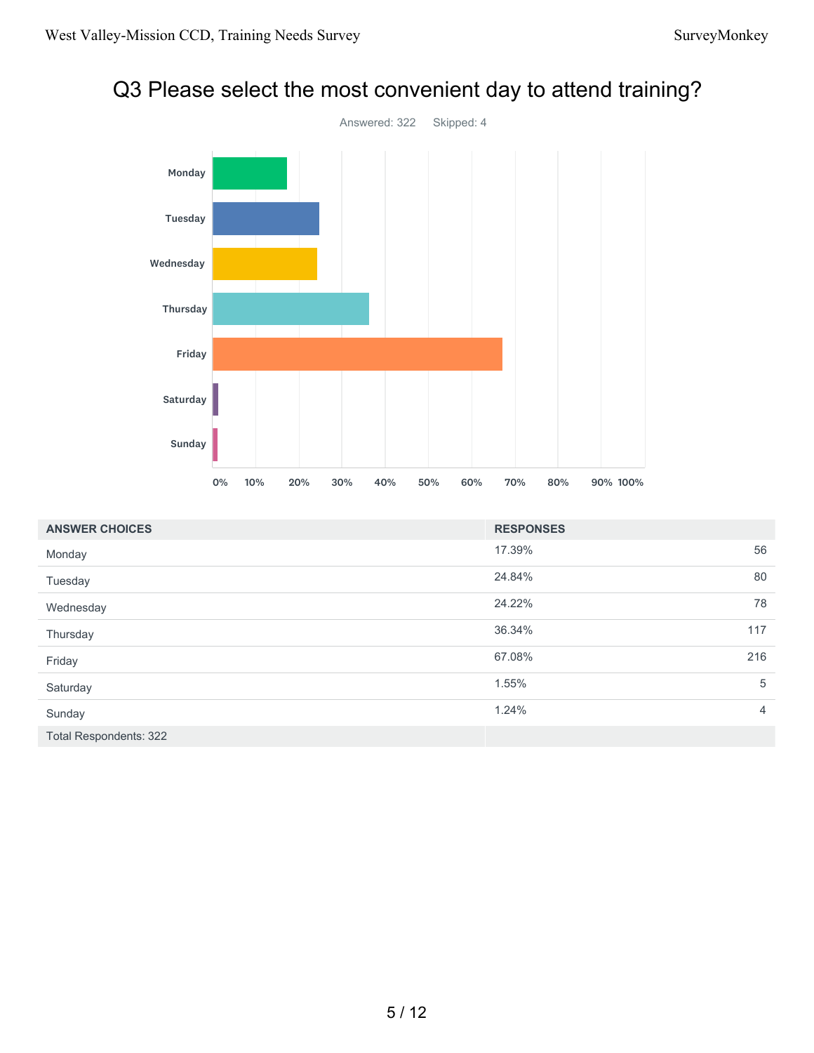## Q3 Please select the most convenient day to attend training?

Answered: 322 Skipped: 4

| ANSWER CHOICES | RESPONSES | |
|---|---|---|
| Monday | 17.39% | 56 |
| Tuesday | 24.84% | 80 |
| Wednesday | 24.22% | 78 |
| Thursday | 36.34% | 117 |
| Friday | 67.08% | 216 |
| Saturday | 1.55% | 5 |
| Sunday | 1.24% | 4 |
| Total Respondents: 322 | | |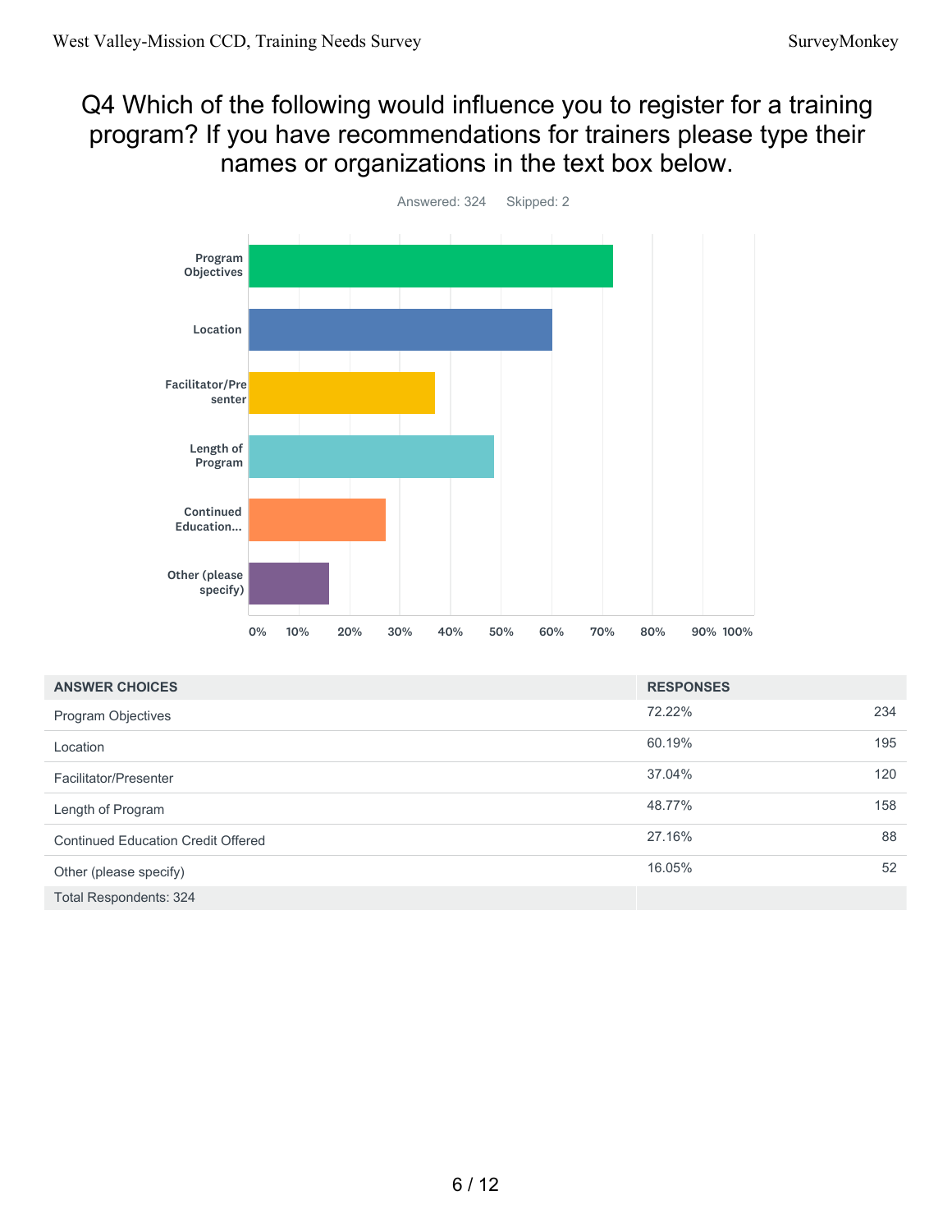# Q4 Which of the following would influence you to register for a training program? If you have recommendations for trainers please type their names or organizations in the text box below.

Answered: 324 Skipped: 2

| ANSWER CHOICES | RESPONSES | |
|---|---|---|
| Program Objectives | 72.22% | 234 |
| Location | 60.19% | 195 |
| Facilitator/Presenter | 37.04% | 120 |
| Length of Program | 48.77% | 158 |
| Continued Education Credit Offered | 27.16% | 88 |
| Other (please specify) | 16.05% | 52 |
| Total Respondents: 324 | | |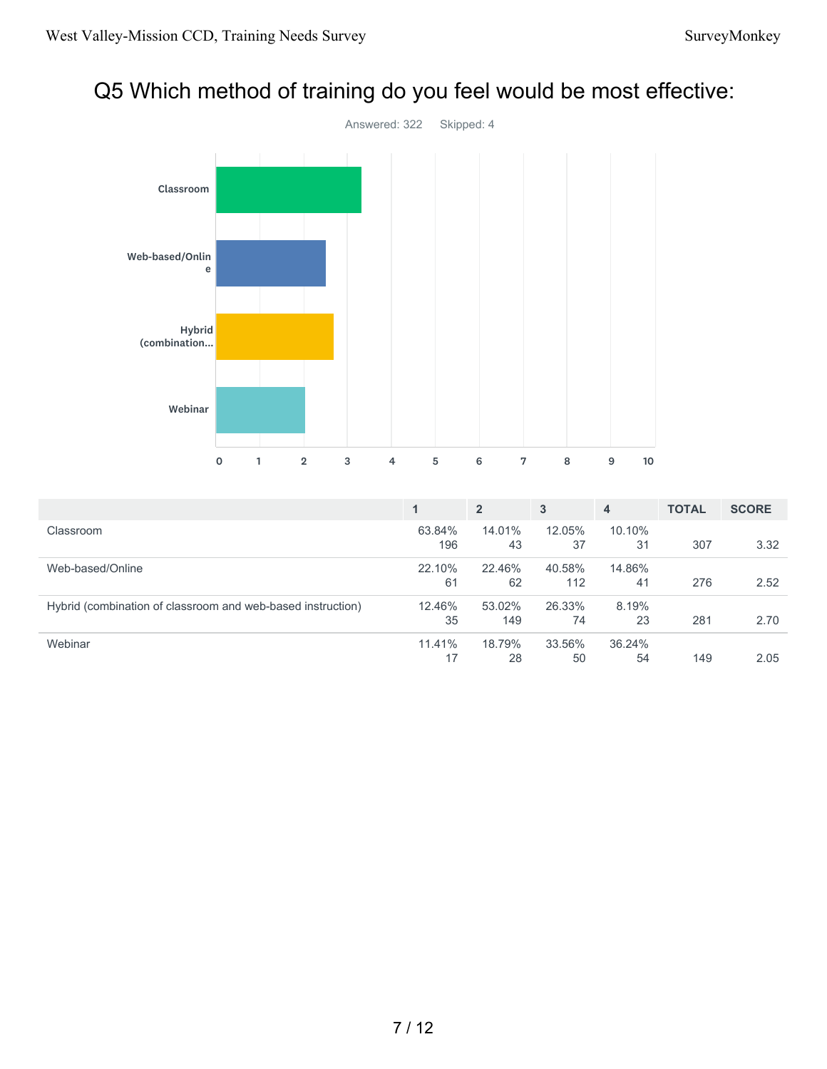# Q5 Which method of training do you feel would be most effective:

Answered: 322 Skipped: 4

| | 1 | 2 | 3 | 4 | TOTAL | SCORE |
|---|---|---|---|---|---|---|
| Classroom | 63.84% 196 | 14.01% 43 | 12.05% 37 | 10.10% 31 | 307 | 3.32 |
| Web-based/Online | 22.10% 61 | 22.46% 62 | 40.58% 112 | 14.86% 41 | 276 | 2.52 |
| Hybrid (combination of classroom and web-based instruction) | 12.46% 35 | 53.02% 149 | 26.33% 74 | 8.19% 23 | 281 | 2.70 |
| Webinar | 11.41% 17 | 18.79% 28 | 33.56% 50 | 36.24% 54 | 149 | 2.05 |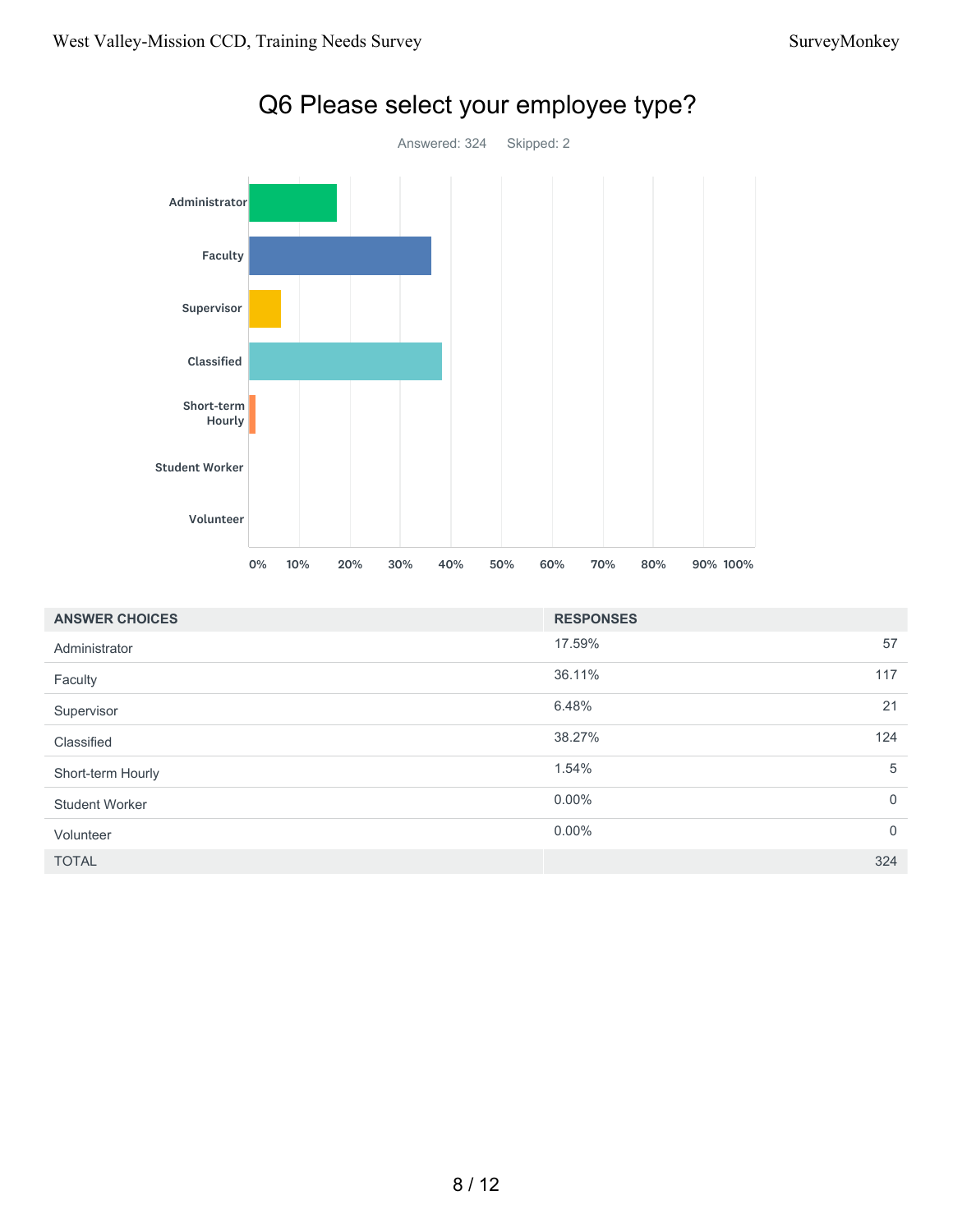# Q6 Please select your employee type?

Answered: 324 Skipped: 2

| ANSWER CHOICES | RESPONSES | |
|---|---|---|
| Administrator | 17.59% | 57 |
| Faculty | 36.11% | 117 |
| Supervisor | 6.48% | 21 |
| Classified | 38.27% | 124 |
| Short-term Hourly | 1.54% | 5 |
| Student Worker | 0.00% | 0 |
| Volunteer | 0.00% | 0 |
| TOTAL | | 324 |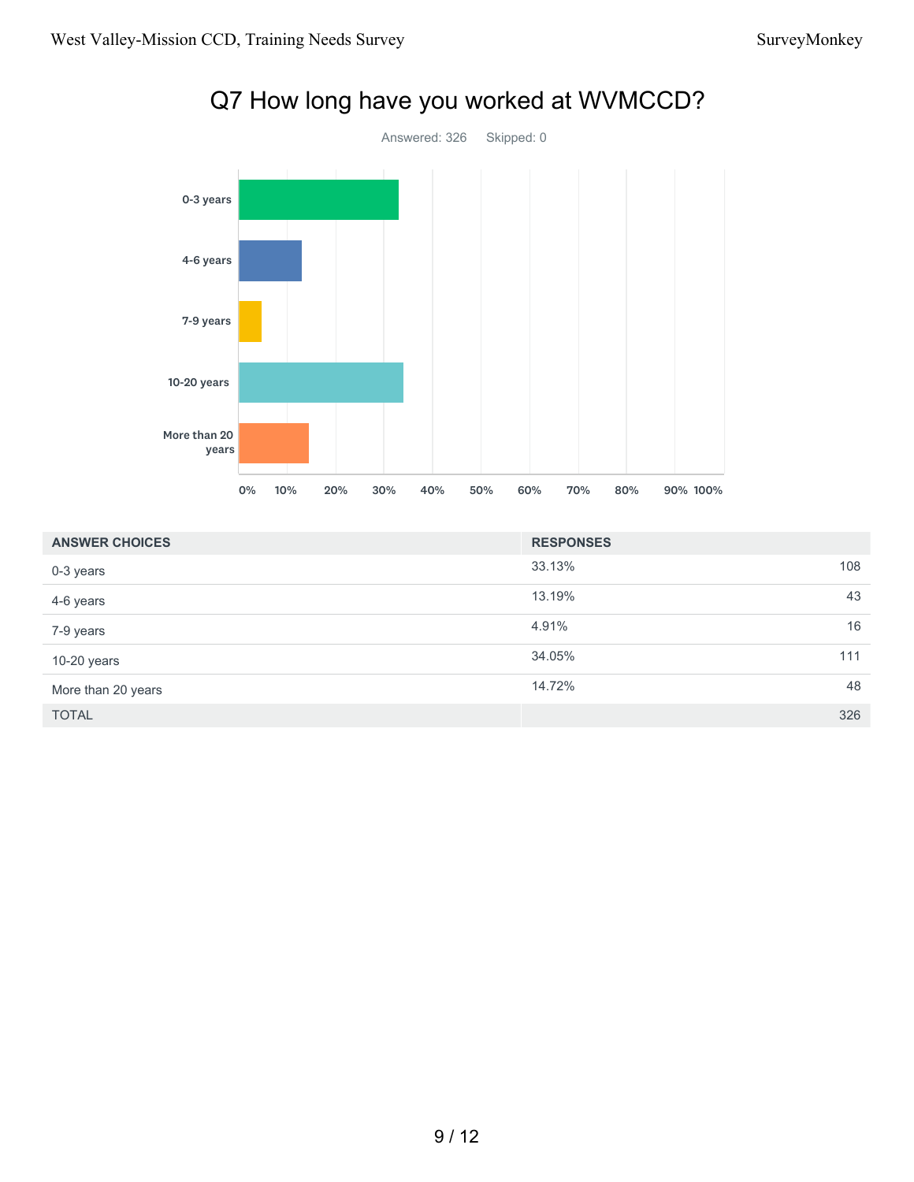# Q7 How long have you worked at WVMCCD?

Answered: 326 Skipped: 0

| ANSWER CHOICES | RESPONSES | |
|---|---|---|
| 0-3 years | 33.13% | 108 |
| 4-6 years | 13.19% | 43 |
| 7-9 years | 4.91% | 16 |
| 10-20 years | 34.05% | 111 |
| More than 20 years | 14.72% | 48 |
| TOTAL | | 326 |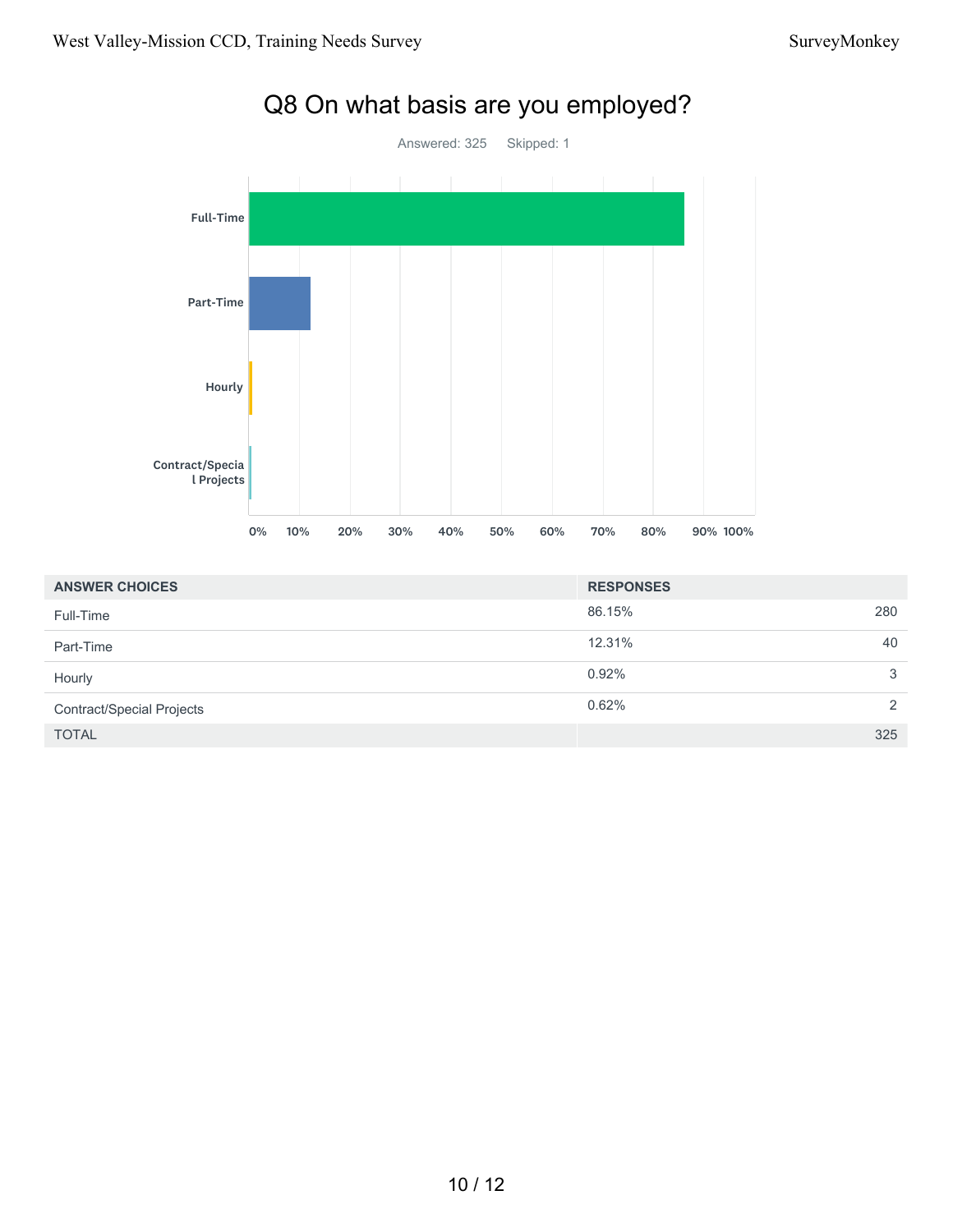# Q8 On what basis are you employed?

Answered: 325    Skipped: 1

| ANSWER CHOICES | RESPONSES | |
|---|---|---|
| Full-Time | 86.15% | 280 |
| Part-Time | 12.31% | 40 |
| Hourly | 0.92% | 3 |
| Contract/Special Projects | 0.62% | 2 |
| TOTAL | | 325 |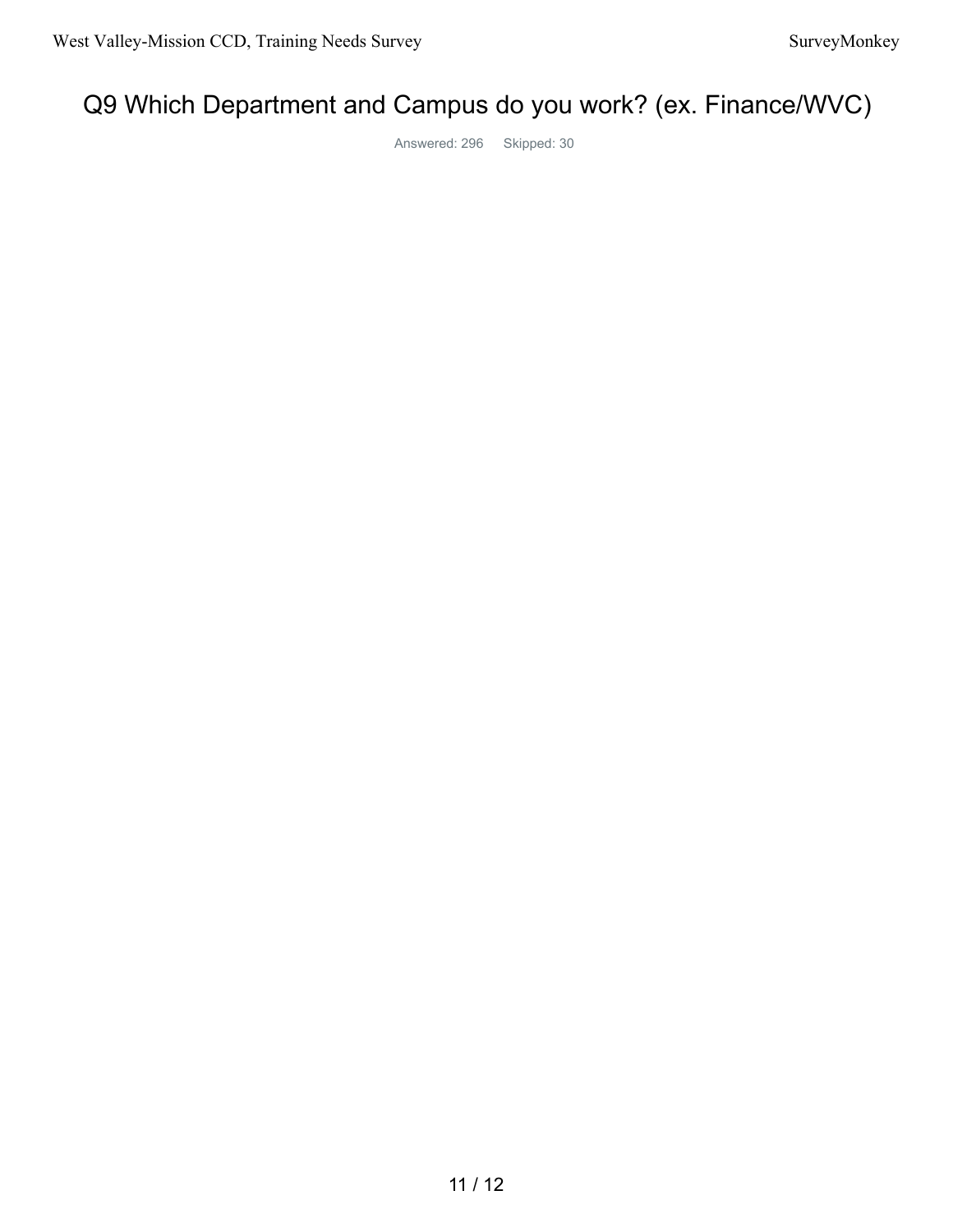# Q9 Which Department and Campus do you work? (ex. Finance/WVC)

Answered: 296 Skipped: 30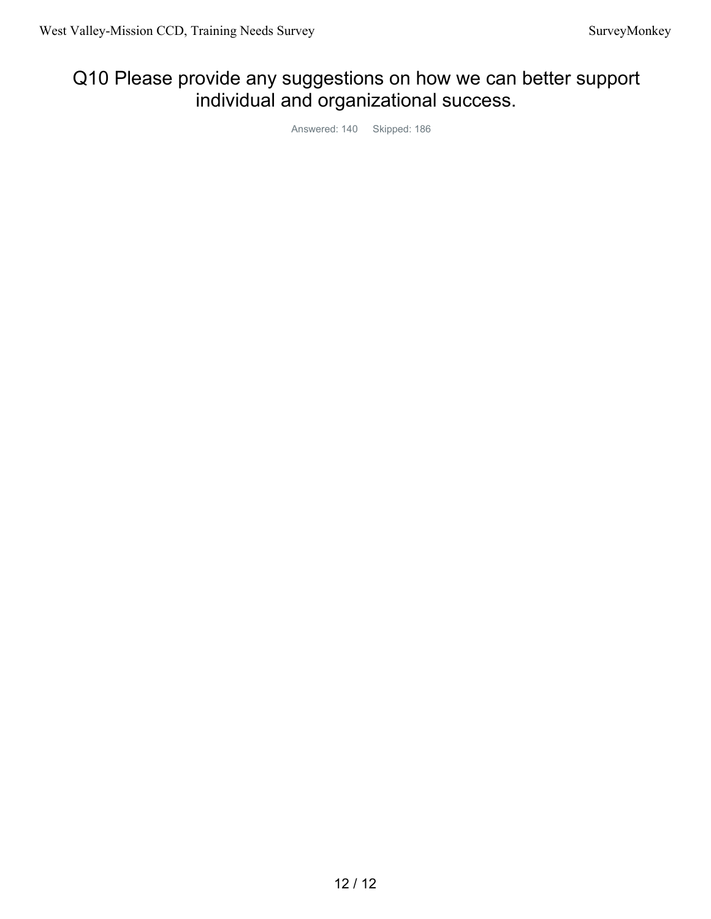# Q10 Please provide any suggestions on how we can better support individual and organizational success.

Answered: 140 Skipped: 186